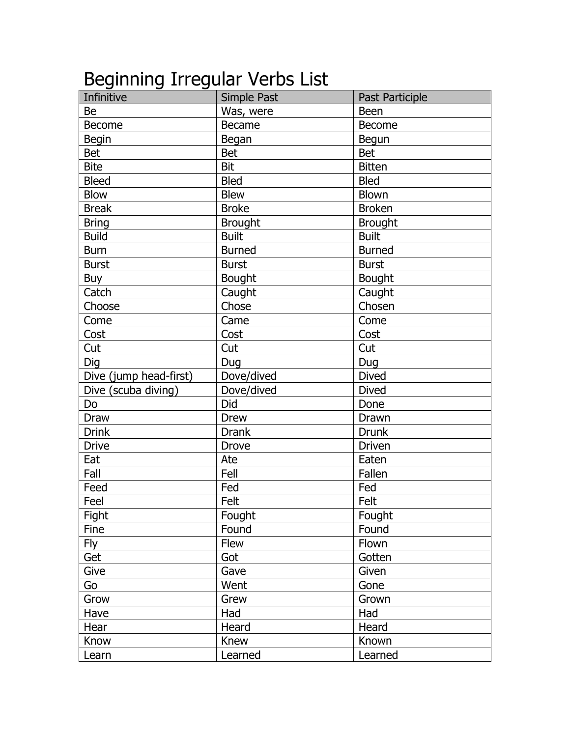# Beginning Irregular Verbs List

| Infinitive | Simple Past | Past Participle |
|---|---|---|
| Be | Was, were | Been |
| Become | Became | Become |
| Begin | Began | Begun |
| Bet | Bet | Bet |
| Bite | Bit | Bitten |
| Bleed | Bled | Bled |
| Blow | Blew | Blown |
| Break | Broke | Broken |
| Bring | Brought | Brought |
| Build | Built | Built |
| Burn | Burned | Burned |
| Burst | Burst | Burst |
| Buy | Bought | Bought |
| Catch | Caught | Caught |
| Choose | Chose | Chosen |
| Come | Came | Come |
| Cost | Cost | Cost |
| Cut | Cut | Cut |
| Dig | Dug | Dug |
| Dive (jump head-first) | Dove/dived | Dived |
| Dive (scuba diving) | Dove/dived | Dived |
| Do | Did | Done |
| Draw | Drew | Drawn |
| Drink | Drank | Drunk |
| Drive | Drove | Driven |
| Eat | Ate | Eaten |
| Fall | Fell | Fallen |
| Feed | Fed | Fed |
| Feel | Felt | Felt |
| Fight | Fought | Fought |
| Fine | Found | Found |
| Fly | Flew | Flown |
| Get | Got | Gotten |
| Give | Gave | Given |
| Go | Went | Gone |
| Grow | Grew | Grown |
| Have | Had | Had |
| Hear | Heard | Heard |
| Know | Knew | Known |
| Learn | Learned | Learned |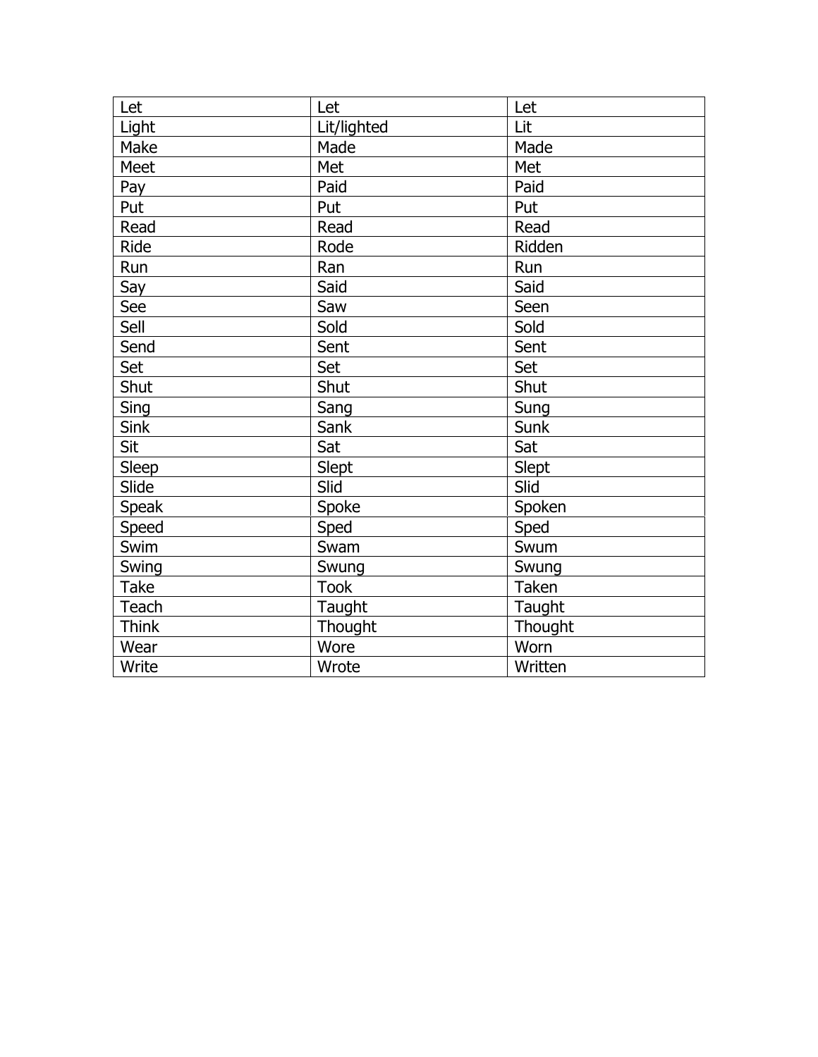| | | |
|---|---|---|
| Let | Let | Let |
| Light | Lit/lighted | Lit |
| Make | Made | Made |
| Meet | Met | Met |
| Pay | Paid | Paid |
| Put | Put | Put |
| Read | Read | Read |
| Ride | Rode | Ridden |
| Run | Ran | Run |
| Say | Said | Said |
| See | Saw | Seen |
| Sell | Sold | Sold |
| Send | Sent | Sent |
| Set | Set | Set |
| Shut | Shut | Shut |
| Sing | Sang | Sung |
| Sink | Sank | Sunk |
| Sit | Sat | Sat |
| Sleep | Slept | Slept |
| Slide | Slid | Slid |
| Speak | Spoke | Spoken |
| Speed | Sped | Sped |
| Swim | Swam | Swum |
| Swing | Swung | Swung |
| Take | Took | Taken |
| Teach | Taught | Taught |
| Think | Thought | Thought |
| Wear | Wore | Worn |
| Write | Wrote | Written |